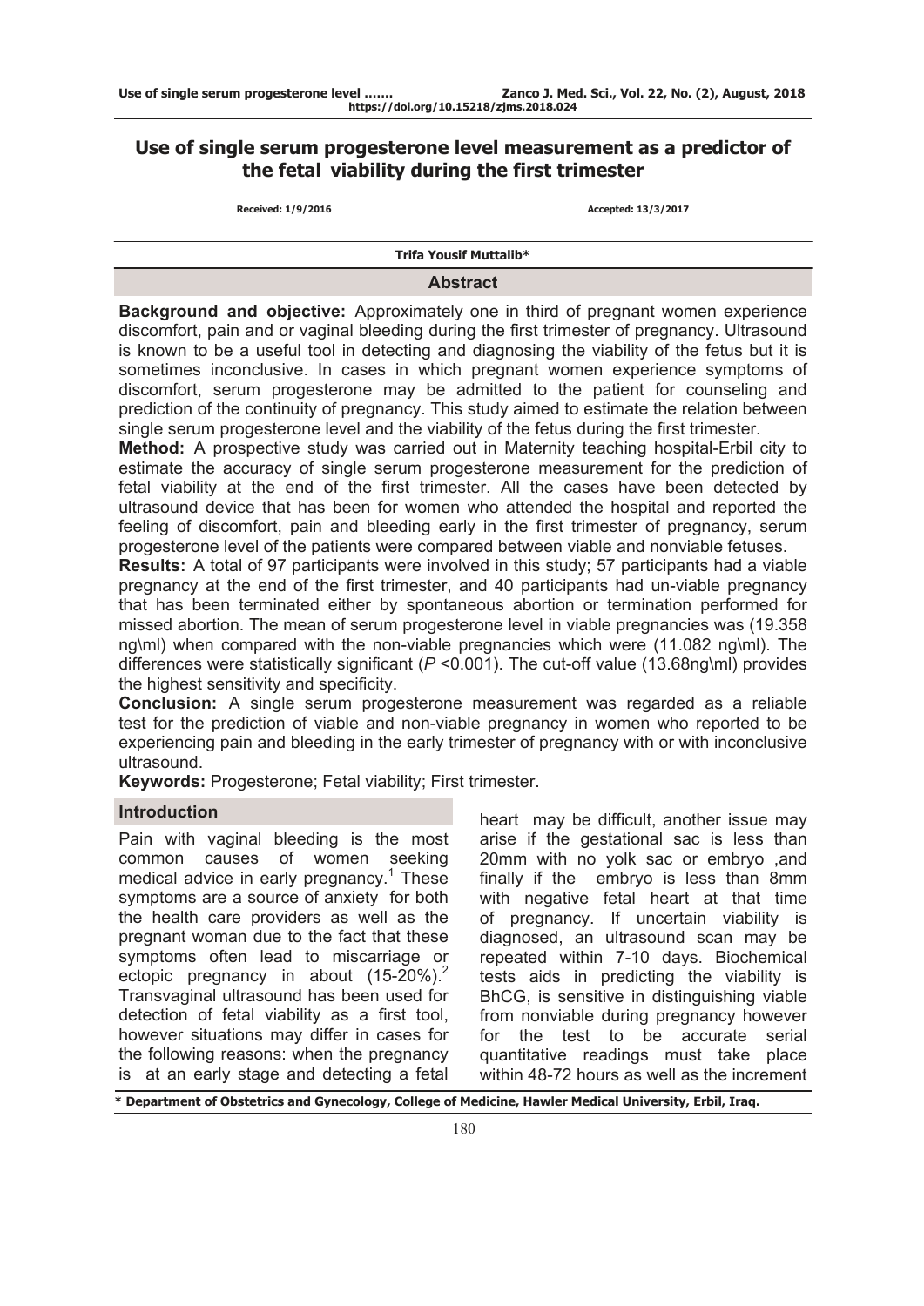# Use of single serum progesterone level measurement as a predictor of the fetal viability during the first trimester

**Received: 1/9/2016** **Accepted: 13/3/2017**

**Trifa Yousif Muttalib***

## Abstract

**Background and objective:** Approximately one in third of pregnant women experience discomfort, pain and or vaginal bleeding during the first trimester of pregnancy. Ultrasound is known to be a useful tool in detecting and diagnosing the viability of the fetus but it is sometimes inconclusive. In cases in which pregnant women experience symptoms of discomfort, serum progesterone may be admitted to the patient for counseling and prediction of the continuity of pregnancy. This study aimed to estimate the relation between single serum progesterone level and the viability of the fetus during the first trimester.

**Method:** A prospective study was carried out in Maternity teaching hospital-Erbil city to estimate the accuracy of single serum progesterone measurement for the prediction of fetal viability at the end of the first trimester. All the cases have been detected by ultrasound device that has been for women who attended the hospital and reported the feeling of discomfort, pain and bleeding early in the first trimester of pregnancy, serum progesterone level of the patients were compared between viable and nonviable fetuses.

**Results:** A total of 97 participants were involved in this study; 57 participants had a viable pregnancy at the end of the first trimester, and 40 participants had un-viable pregnancy that has been terminated either by spontaneous abortion or termination performed for missed abortion. The mean of serum progesterone level in viable pregnancies was (19.358 ng\ml) when compared with the non-viable pregnancies which were (11.082 ng\ml). The differences were statistically significant ($P$ <0.001). The cut-off value (13.68ng\ml) provides the highest sensitivity and specificity.

**Conclusion:** A single serum progesterone measurement was regarded as a reliable test for the prediction of viable and non-viable pregnancy in women who reported to be experiencing pain and bleeding in the early trimester of pregnancy with or with inconclusive ultrasound.

**Keywords:** Progesterone; Fetal viability; First trimester.

## Introduction

Pain with vaginal bleeding is the most common causes of women seeking medical advice in early pregnancy.[1] These symptoms are a source of anxiety for both the health care providers as well as the pregnant woman due to the fact that these symptoms often lead to miscarriage or ectopic pregnancy in about (15-20%).[2] Transvaginal ultrasound has been used for detection of fetal viability as a first tool, however situations may differ in cases for the following reasons: when the pregnancy is at an early stage and detecting a fetal heart may be difficult, another issue may arise if the gestational sac is less than 20mm with no yolk sac or embryo ,and finally if the embryo is less than 8mm with negative fetal heart at that time of pregnancy. If uncertain viability is diagnosed, an ultrasound scan may be repeated within 7-10 days. Biochemical tests aids in predicting the viability is BhCG, is sensitive in distinguishing viable from nonviable during pregnancy however for the test to be accurate serial quantitative readings must take place within 48-72 hours as well as the increment

\* Department of Obstetrics and Gynecology, College of Medicine, Hawler Medical University, Erbil, Iraq.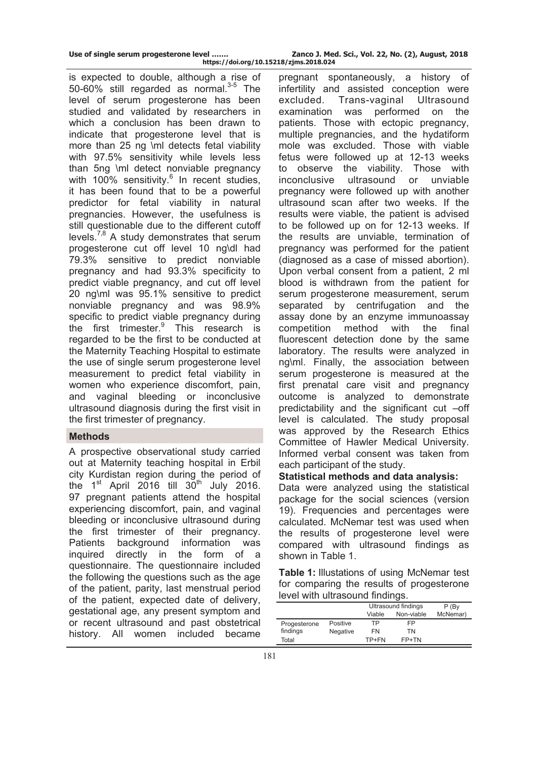is expected to double, although a rise of 50-60% still regarded as normal.[3-5] The level of serum progesterone has been studied and validated by researchers in which a conclusion has been drawn to indicate that progesterone level that is more than 25 ng \ml detects fetal viability with 97.5% sensitivity while levels less than 5ng \ml detect nonviable pregnancy with 100% sensitivity.[6] In recent studies, it has been found that to be a powerful predictor for fetal viability in natural pregnancies. However, the usefulness is still questionable due to the different cutoff levels.[7,8] A study demonstrates that serum progesterone cut off level 10 ng\dl had 79.3% sensitive to predict nonviable pregnancy and had 93.3% specificity to predict viable pregnancy, and cut off level 20 ng\ml was 95.1% sensitive to predict nonviable pregnancy and was 98.9% specific to predict viable pregnancy during the first trimester.[9] This research is regarded to be the first to be conducted at the Maternity Teaching Hospital to estimate the use of single serum progesterone level measurement to predict fetal viability in women who experience discomfort, pain, and vaginal bleeding or inconclusive ultrasound diagnosis during the first visit in the first trimester of pregnancy.

## Methods

A prospective observational study carried out at Maternity teaching hospital in Erbil city Kurdistan region during the period of the 1st April 2016 till 30th July 2016. 97 pregnant patients attend the hospital experiencing discomfort, pain, and vaginal bleeding or inconclusive ultrasound during the first trimester of their pregnancy. Patients background information was inquired directly in the form of a questionnaire. The questionnaire included the following the questions such as the age of the patient, parity, last menstrual period of the patient, expected date of delivery, gestational age, any present symptom and or recent ultrasound and past obstetrical history. All women included became pregnant spontaneously, a history of infertility and assisted conception were excluded. Trans-vaginal Ultrasound examination was performed on the patients. Those with ectopic pregnancy, multiple pregnancies, and the hydatiform mole was excluded. Those with viable fetus were followed up at 12-13 weeks to observe the viability. Those with inconclusive ultrasound or unviable pregnancy were followed up with another ultrasound scan after two weeks. If the results were viable, the patient is advised to be followed up on for 12-13 weeks. If the results are unviable, termination of pregnancy was performed for the patient (diagnosed as a case of missed abortion). Upon verbal consent from a patient, 2 ml blood is withdrawn from the patient for serum progesterone measurement, serum separated by centrifugation and the assay done by an enzyme immunoassay competition method with the final fluorescent detection done by the same laboratory. The results were analyzed in ng\ml. Finally, the association between serum progesterone is measured at the first prenatal care visit and pregnancy outcome is analyzed to demonstrate predictability and the significant cut –off level is calculated. The study proposal was approved by the Research Ethics Committee of Hawler Medical University. Informed verbal consent was taken from each participant of the study.

**Statistical methods and data analysis:**

Data were analyzed using the statistical package for the social sciences (version 19). Frequencies and percentages were calculated. McNemar test was used when the results of progesterone level were compared with ultrasound findings as shown in Table 1.

**Table 1:** Illustations of using McNemar test for comparing the results of progesterone level with ultrasound findings.

| | | Ultrasound findings | | P (By McNemar) |
|---|---|---|---|---|
| | | Viable | Non-viable | |
| Progesterone findings | Positive | TP | FP | |
| | Negative | FN | TN | |
| Total | | TP+FN | FP+TN | |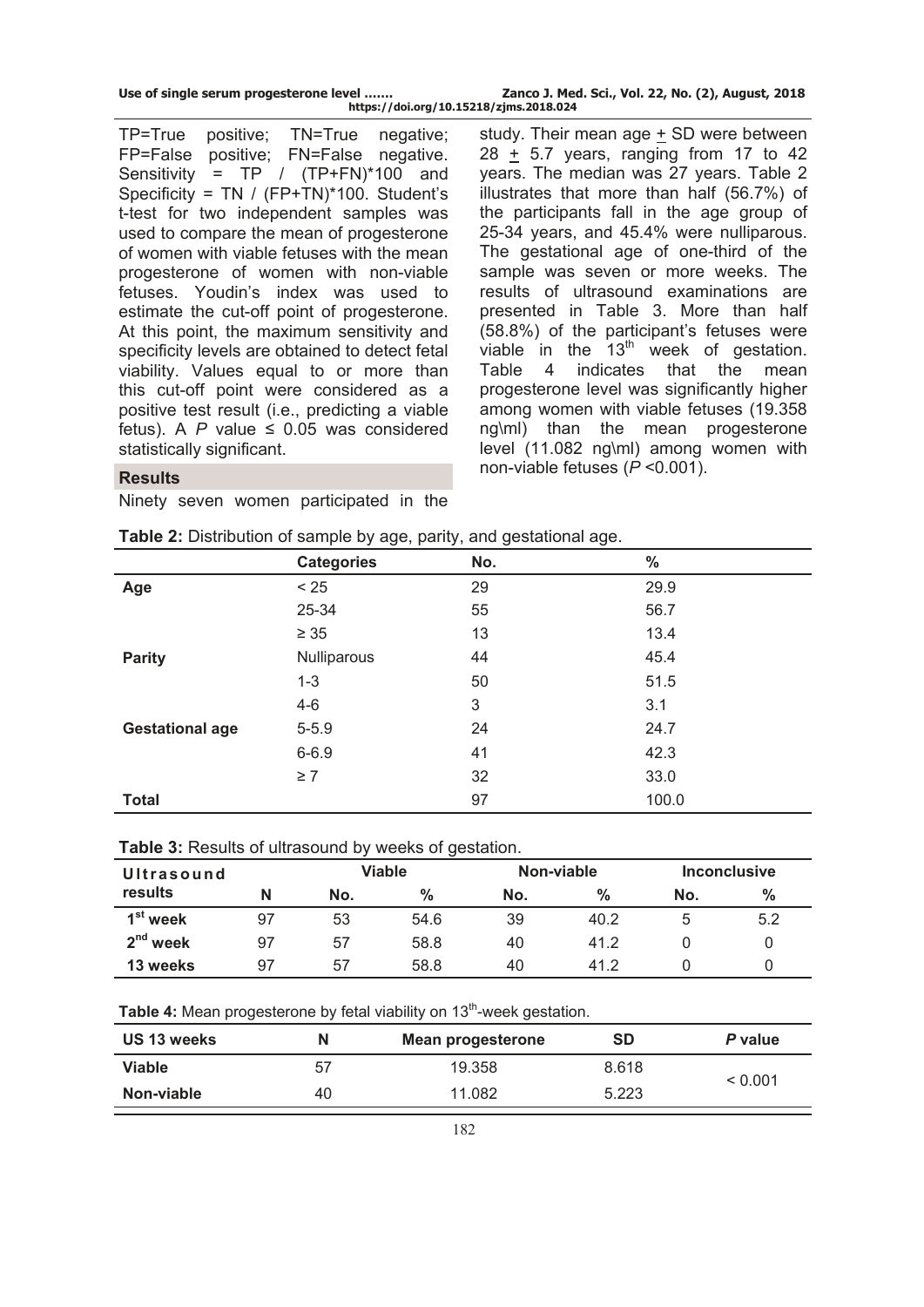TP=True positive; TN=True negative; FP=False positive; FN=False negative. Sensitivity = TP / (TP+FN)*100 and Specificity = TN / (FP+TN)*100. Student's t-test for two independent samples was used to compare the mean of progesterone of women with viable fetuses with the mean progesterone of women with non-viable fetuses. Youdin's index was used to estimate the cut-off point of progesterone. At this point, the maximum sensitivity and specificity levels are obtained to detect fetal viability. Values equal to or more than this cut-off point were considered as a positive test result (i.e., predicting a viable fetus). A *P* value ≤ 0.05 was considered statistically significant.

## Results

Ninety seven women participated in the study. Their mean age ± SD were between 28 ± 5.7 years, ranging from 17 to 42 years. The median was 27 years. Table 2 illustrates that more than half (56.7%) of the participants fall in the age group of 25-34 years, and 45.4% were nulliparous. The gestational age of one-third of the sample was seven or more weeks. The results of ultrasound examinations are presented in Table 3. More than half (58.8%) of the participant's fetuses were viable in the 13th week of gestation. Table 4 indicates that the mean progesterone level was significantly higher among women with viable fetuses (19.358 ng\ml) than the mean progesterone level (11.082 ng\ml) among women with non-viable fetuses (*P* <0.001).

**Table 2:** Distribution of sample by age, parity, and gestational age.

| | Categories | No. | % |
|---|---|---|---|
| **Age** | < 25 | 29 | 29.9 |
| | 25-34 | 55 | 56.7 |
| | ≥ 35 | 13 | 13.4 |
| **Parity** | Nulliparous | 44 | 45.4 |
| | 1-3 | 50 | 51.5 |
| | 4-6 | 3 | 3.1 |
| **Gestational age** | 5-5.9 | 24 | 24.7 |
| | 6-6.9 | 41 | 42.3 |
| | ≥ 7 | 32 | 33.0 |
| **Total** | | 97 | 100.0 |

**Table 3:** Results of ultrasound by weeks of gestation.

| Ultrasound results | | Viable | | Non-viable | | Inconclusive | |
|---|---|---|---|---|---|---|---|
| | N | No. | % | No. | % | No. | % |
| 1st week | 97 | 53 | 54.6 | 39 | 40.2 | 5 | 5.2 |
| 2nd week | 97 | 57 | 58.8 | 40 | 41.2 | 0 | 0 |
| 13 weeks | 97 | 57 | 58.8 | 40 | 41.2 | 0 | 0 |

**Table 4:** Mean progesterone by fetal viability on 13th-week gestation.

| US 13 weeks | N | Mean progesterone | SD | *P* value |
|---|---|---|---|---|
| **Viable** | 57 | 19.358 | 8.618 | < 0.001 |
| **Non-viable** | 40 | 11.082 | 5.223 | |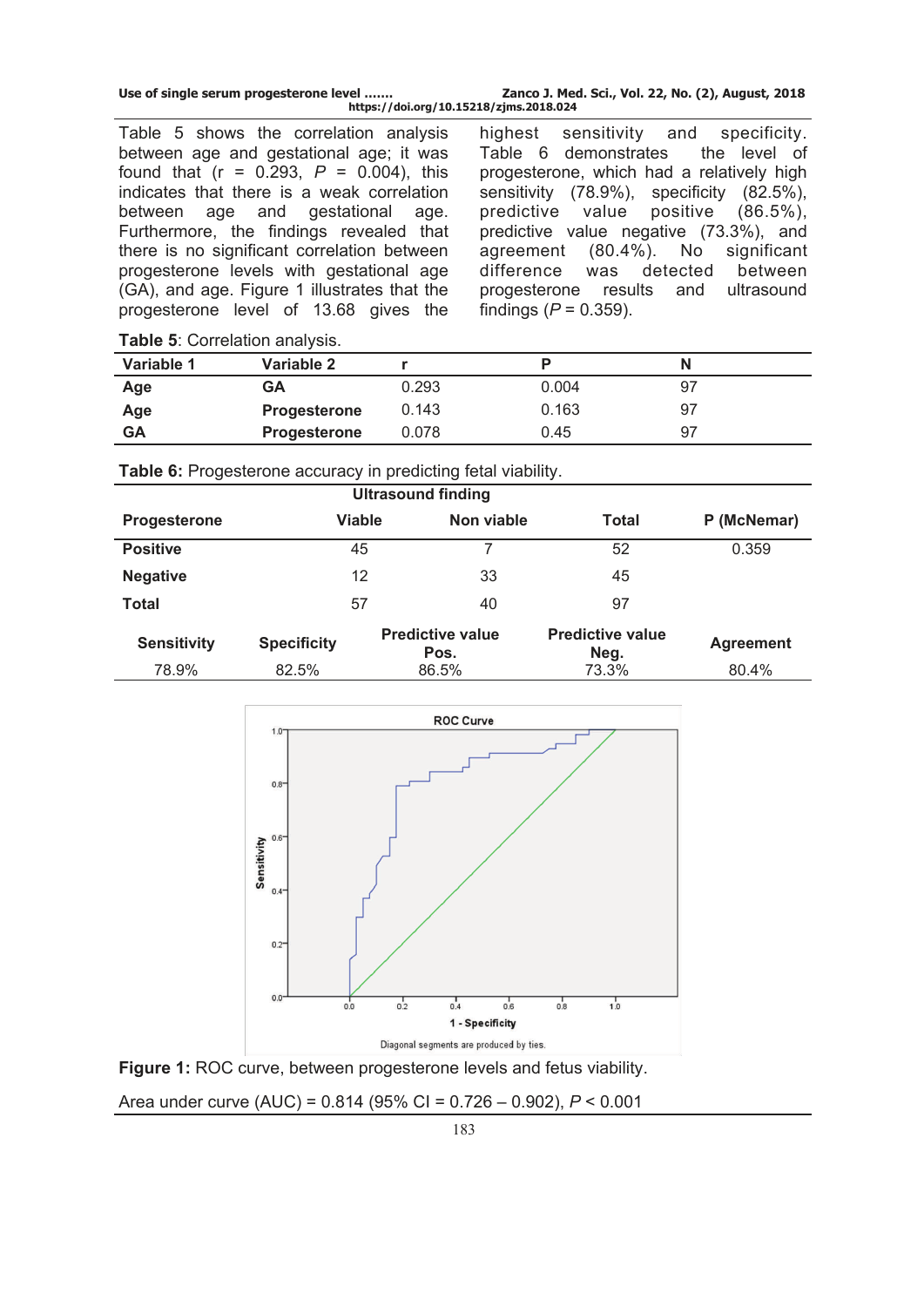Table 5 shows the correlation analysis between age and gestational age; it was found that (r = 0.293, *P* = 0.004), this indicates that there is a weak correlation between age and gestational age. Furthermore, the findings revealed that there is no significant correlation between progesterone levels with gestational age (GA), and age. Figure 1 illustrates that the progesterone level of 13.68 gives the highest sensitivity and specificity. Table 6 demonstrates the level of progesterone, which had a relatively high sensitivity (78.9%), specificity (82.5%), predictive value positive (86.5%), predictive value negative (73.3%), and agreement (80.4%). No significant difference was detected between progesterone results and ultrasound findings (*P* = 0.359).

**Table 5**: Correlation analysis.

| Variable 1 | Variable 2 | r | P | N |
|---|---|---|---|---|
| **Age** | **GA** | 0.293 | 0.004 | 97 |
| **Age** | **Progesterone** | 0.143 | 0.163 | 97 |
| **GA** | **Progesterone** | 0.078 | 0.45 | 97 |

**Table 6:** Progesterone accuracy in predicting fetal viability.

| | Ultrasound finding | | | |
|---|---|---|---|---|
| **Progesterone** | **Viable** | **Non viable** | **Total** | **P (McNemar)** |
| **Positive** | 45 | 7 | 52 | 0.359 |
| **Negative** | 12 | 33 | 45 | |
| **Total** | 57 | 40 | 97 | |
| **Sensitivity** | **Specificity** | **Predictive value Pos.** | **Predictive value Neg.** | **Agreement** |
| 78.9% | 82.5% | 86.5% | 73.3% | 80.4% |

**Figure 1:** ROC curve, between progesterone levels and fetus viability.

Area under curve (AUC) = 0.814 (95% CI = 0.726 – 0.902), *P* < 0.001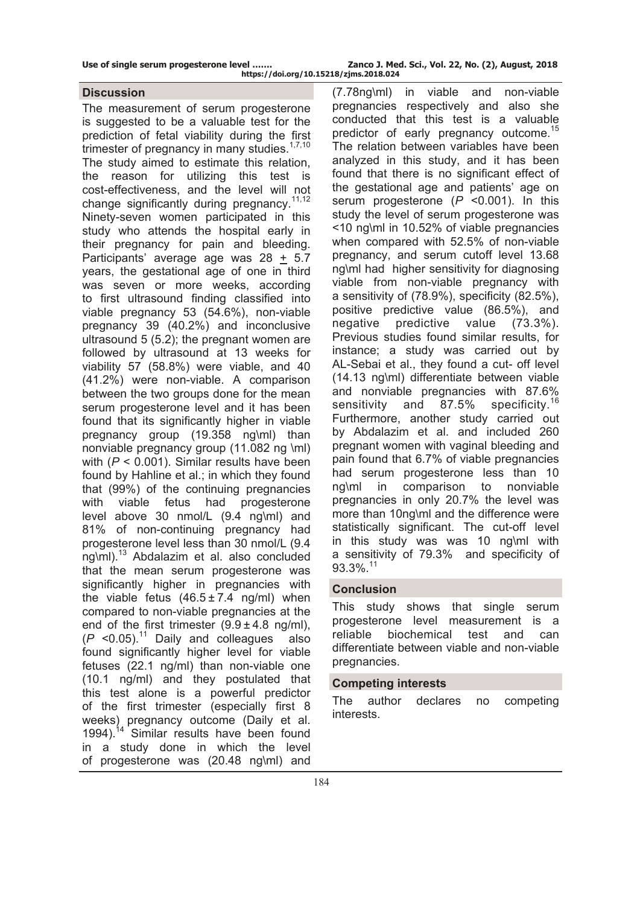## Discussion

The measurement of serum progesterone is suggested to be a valuable test for the prediction of fetal viability during the first trimester of pregnancy in many studies.[1,7,10] The study aimed to estimate this relation, the reason for utilizing this test is cost-effectiveness, and the level will not change significantly during pregnancy.[11,12] Ninety-seven women participated in this study who attends the hospital early in their pregnancy for pain and bleeding. Participants' average age was 28 ± 5.7 years, the gestational age of one in third was seven or more weeks, according to first ultrasound finding classified into viable pregnancy 53 (54.6%), non-viable pregnancy 39 (40.2%) and inconclusive ultrasound 5 (5.2); the pregnant women are followed by ultrasound at 13 weeks for viability 57 (58.8%) were viable, and 40 (41.2%) were non-viable. A comparison between the two groups done for the mean serum progesterone level and it has been found that its significantly higher in viable pregnancy group (19.358 ng\ml) than nonviable pregnancy group (11.082 ng \ml) with ($P < 0.001$). Similar results have been found by Hahline et al.; in which they found that (99%) of the continuing pregnancies with viable fetus had progesterone level above 30 nmol/L (9.4 ng\ml) and 81% of non-continuing pregnancy had progesterone level less than 30 nmol/L (9.4 ng\ml).[13] Abdalazim et al. also concluded that the mean serum progesterone was significantly higher in pregnancies with the viable fetus ($46.5 \pm 7.4$ ng/ml) when compared to non-viable pregnancies at the end of the first trimester ($9.9 \pm 4.8$ ng/ml), ($P < 0.05$).[11] Daily and colleagues also found significantly higher level for viable fetuses (22.1 ng/ml) than non-viable one (10.1 ng/ml) and they postulated that this test alone is a powerful predictor of the first trimester (especially first 8 weeks) pregnancy outcome (Daily et al. 1994).[14] Similar results have been found in a study done in which the level of progesterone was (20.48 ng\ml) and (7.78ng\ml) in viable and non-viable pregnancies respectively and also she conducted that this test is a valuable predictor of early pregnancy outcome.[15] The relation between variables have been analyzed in this study, and it has been found that there is no significant effect of the gestational age and patients' age on serum progesterone ($P < 0.001$). In this study the level of serum progesterone was <10 ng\ml in 10.52% of viable pregnancies when compared with 52.5% of non-viable pregnancy, and serum cutoff level 13.68 ng\ml had higher sensitivity for diagnosing viable from non-viable pregnancy with a sensitivity of (78.9%), specificity (82.5%), positive predictive value (86.5%), and negative predictive value (73.3%). Previous studies found similar results, for instance; a study was carried out by AL-Sebai et al., they found a cut- off level (14.13 ng\ml) differentiate between viable and nonviable pregnancies with 87.6% sensitivity and 87.5% specificity.[16] Furthermore, another study carried out by Abdalazim et al. and included 260 pregnant women with vaginal bleeding and pain found that 6.7% of viable pregnancies had serum progesterone less than 10 ng\ml in comparison to nonviable pregnancies in only 20.7% the level was more than 10ng\ml and the difference were statistically significant. The cut-off level in this study was was 10 ng\ml with a sensitivity of 79.3% and specificity of 93.3%.[11]

## Conclusion

This study shows that single serum progesterone level measurement is a reliable biochemical test and can differentiate between viable and non-viable pregnancies.

## Competing interests

The author declares no competing interests.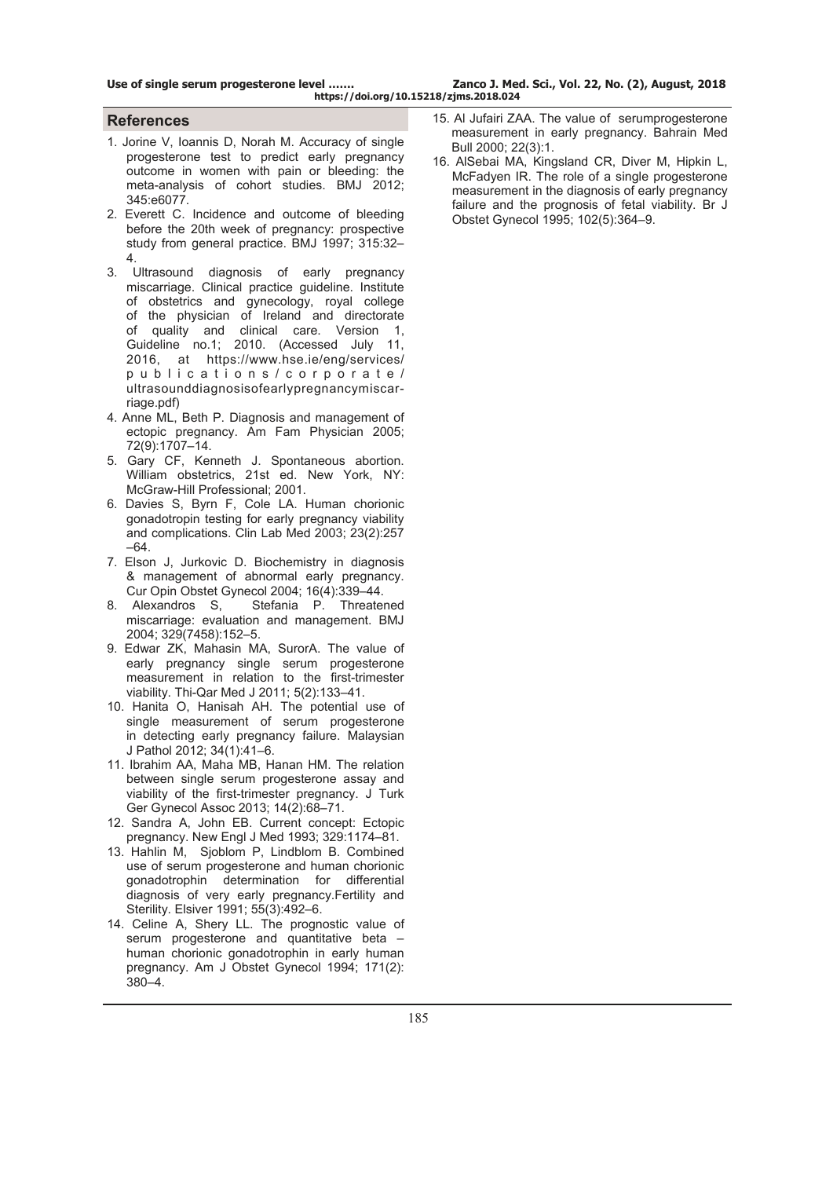## References

1. Jorine V, Ioannis D, Norah M. Accuracy of single progesterone test to predict early pregnancy outcome in women with pain or bleeding: the meta-analysis of cohort studies. BMJ 2012; 345:e6077.
2. Everett C. Incidence and outcome of bleeding before the 20th week of pregnancy: prospective study from general practice. BMJ 1997; 315:32–4.
3. Ultrasound diagnosis of early pregnancy miscarriage. Clinical practice guideline. Institute of obstetrics and gynecology, royal college of the physician of Ireland and directorate of quality and clinical care. Version 1, Guideline no.1; 2010. (Accessed July 11, 2016, at https://www.hse.ie/eng/services/publications/corporate/ultrasounddiagnosisofearlypregnancymiscarriage.pdf)
4. Anne ML, Beth P. Diagnosis and management of ectopic pregnancy. Am Fam Physician 2005; 72(9):1707–14.
5. Gary CF, Kenneth J. Spontaneous abortion. William obstetrics, 21st ed. New York, NY: McGraw-Hill Professional; 2001.
6. Davies S, Byrn F, Cole LA. Human chorionic gonadotropin testing for early pregnancy viability and complications. Clin Lab Med 2003; 23(2):257–64.
7. Elson J, Jurkovic D. Biochemistry in diagnosis & management of abnormal early pregnancy. Cur Opin Obstet Gynecol 2004; 16(4):339–44.
8. Alexandros S, Stefania P. Threatened miscarriage: evaluation and management. BMJ 2004; 329(7458):152–5.
9. Edwar ZK, Mahasin MA, SurorA. The value of early pregnancy single serum progesterone measurement in relation to the first-trimester viability. Thi-Qar Med J 2011; 5(2):133–41.
10. Hanita O, Hanisah AH. The potential use of single measurement of serum progesterone in detecting early pregnancy failure. Malaysian J Pathol 2012; 34(1):41–6.
11. Ibrahim AA, Maha MB, Hanan HM. The relation between single serum progesterone assay and viability of the first-trimester pregnancy. J Turk Ger Gynecol Assoc 2013; 14(2):68–71.
12. Sandra A, John EB. Current concept: Ectopic pregnancy. New Engl J Med 1993; 329:1174–81.
13. Hahlin M, Sjoblom P, Lindblom B. Combined use of serum progesterone and human chorionic gonadotrophin determination for differential diagnosis of very early pregnancy.Fertility and Sterility. Elsiver 1991; 55(3):492–6.
14. Celine A, Shery LL. The prognostic value of serum progesterone and quantitative beta – human chorionic gonadotrophin in early human pregnancy. Am J Obstet Gynecol 1994; 171(2): 380–4.
15. Al Jufairi ZAA. The value of serumprogesterone measurement in early pregnancy. Bahrain Med Bull 2000; 22(3):1.
16. AlSebai MA, Kingsland CR, Diver M, Hipkin L, McFadyen IR. The role of a single progesterone measurement in the diagnosis of early pregnancy failure and the prognosis of fetal viability. Br J Obstet Gynecol 1995; 102(5):364–9.